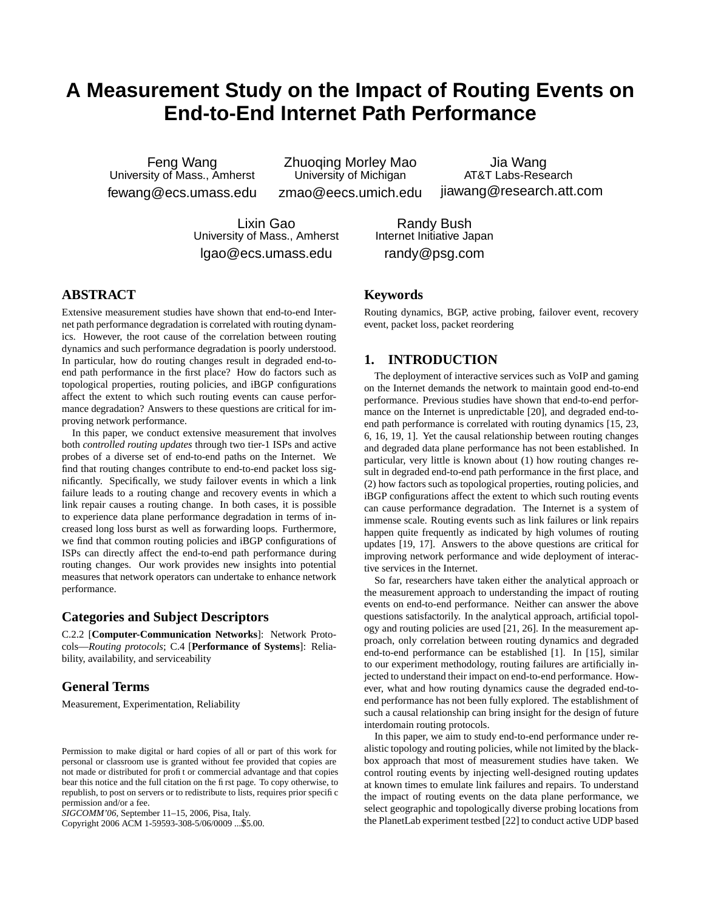# A Measurement Study on the Impact of Routing Events on End-to-End Internet Path Performance

Feng Wang
University of Mass., Amherst
fewang@ecs.umass.edu

Zhuoqing Morley Mao
University of Michigan
zmao@eecs.umich.edu

Jia Wang
AT&T Labs-Research
jiawang@research.att.com

Lixin Gao
University of Mass., Amherst
lgao@ecs.umass.edu

Randy Bush
Internet Initiative Japan
randy@psg.com

## ABSTRACT

Extensive measurement studies have shown that end-to-end Internet path performance degradation is correlated with routing dynamics. However, the root cause of the correlation between routing dynamics and such performance degradation is poorly understood. In particular, how do routing changes result in degraded end-to-end path performance in the first place? How do factors such as topological properties, routing policies, and iBGP configurations affect the extent to which such routing events can cause performance degradation? Answers to these questions are critical for improving network performance.

In this paper, we conduct extensive measurement that involves both *controlled routing updates* through two tier-1 ISPs and active probes of a diverse set of end-to-end paths on the Internet. We find that routing changes contribute to end-to-end packet loss significantly. Specifically, we study failover events in which a link failure leads to a routing change and recovery events in which a link repair causes a routing change. In both cases, it is possible to experience data plane performance degradation in terms of increased long loss burst as well as forwarding loops. Furthermore, we find that common routing policies and iBGP configurations of ISPs can directly affect the end-to-end path performance during routing changes. Our work provides new insights into potential measures that network operators can undertake to enhance network performance.

## Categories and Subject Descriptors

C.2.2 [**Computer-Communication Networks**]: Network Protocols—*Routing protocols*; C.4 [**Performance of Systems**]: Reliability, availability, and serviceability

## General Terms

Measurement, Experimentation, Reliability

Permission to make digital or hard copies of all or part of this work for personal or classroom use is granted without fee provided that copies are not made or distributed for profit or commercial advantage and that copies bear this notice and the full citation on the first page. To copy otherwise, to republish, to post on servers or to redistribute to lists, requires prior specific permission and/or a fee.
*SIGCOMM'06,* September 11–15, 2006, Pisa, Italy.
Copyright 2006 ACM 1-59593-308-5/06/0009 ...$5.00.

## Keywords

Routing dynamics, BGP, active probing, failover event, recovery event, packet loss, packet reordering

## 1. INTRODUCTION

The deployment of interactive services such as VoIP and gaming on the Internet demands the network to maintain good end-to-end performance. Previous studies have shown that end-to-end performance on the Internet is unpredictable [20], and degraded end-to-end path performance is correlated with routing dynamics [15, 23, 6, 16, 19, 1]. Yet the causal relationship between routing changes and degraded data plane performance has not been established. In particular, very little is known about (1) how routing changes result in degraded end-to-end path performance in the first place, and (2) how factors such as topological properties, routing policies, and iBGP configurations affect the extent to which such routing events can cause performance degradation. The Internet is a system of immense scale. Routing events such as link failures or link repairs happen quite frequently as indicated by high volumes of routing updates [19, 17]. Answers to the above questions are critical for improving network performance and wide deployment of interactive services in the Internet.

So far, researchers have taken either the analytical approach or the measurement approach to understanding the impact of routing events on end-to-end performance. Neither can answer the above questions satisfactorily. In the analytical approach, artificial topology and routing policies are used [21, 26]. In the measurement approach, only correlation between routing dynamics and degraded end-to-end performance can be established [1]. In [15], similar to our experiment methodology, routing failures are artificially injected to understand their impact on end-to-end performance. However, what and how routing dynamics cause the degraded end-to-end performance has not been fully explored. The establishment of such a causal relationship can bring insight for the design of future interdomain routing protocols.

In this paper, we aim to study end-to-end performance under realistic topology and routing policies, while not limited by the black-box approach that most of measurement studies have taken. We control routing events by injecting well-designed routing updates at known times to emulate link failures and repairs. To understand the impact of routing events on the data plane performance, we select geographic and topologically diverse probing locations from the PlanetLab experiment testbed [22] to conduct active UDP based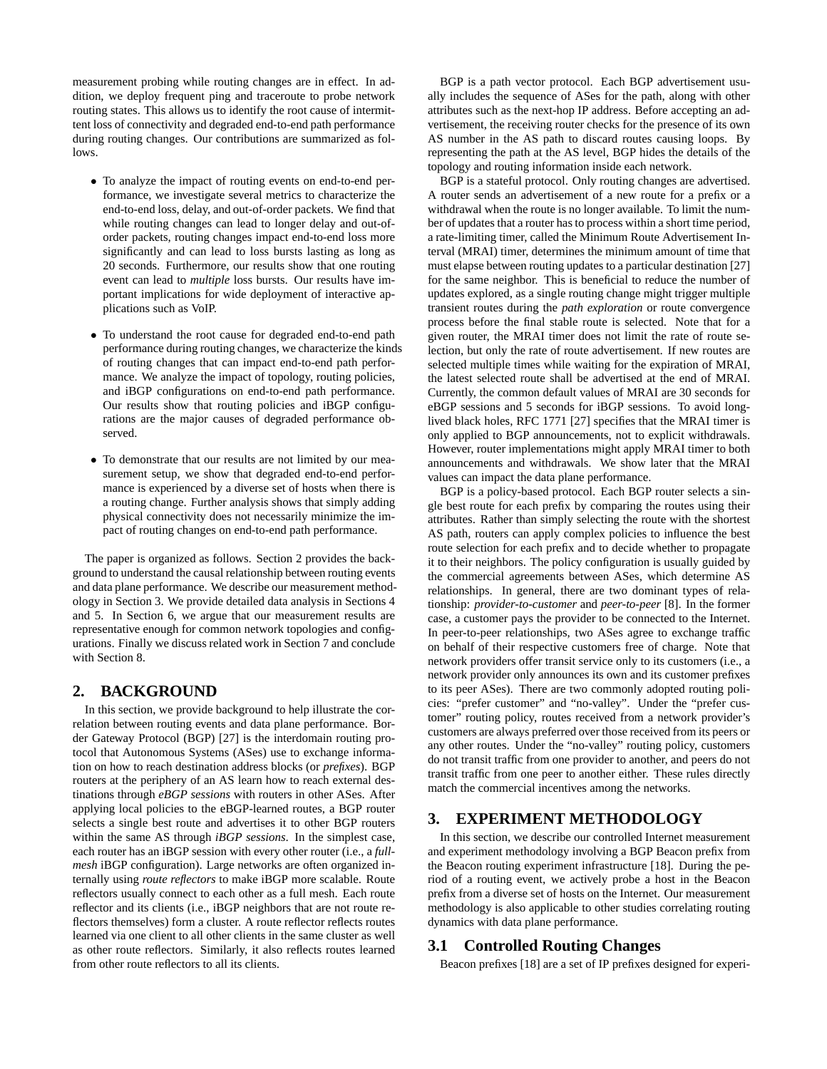measurement probing while routing changes are in effect. In addition, we deploy frequent ping and traceroute to probe network routing states. This allows us to identify the root cause of intermittent loss of connectivity and degraded end-to-end path performance during routing changes. Our contributions are summarized as follows.

- To analyze the impact of routing events on end-to-end performance, we investigate several metrics to characterize the end-to-end loss, delay, and out-of-order packets. We find that while routing changes can lead to longer delay and out-of-order packets, routing changes impact end-to-end loss more significantly and can lead to loss bursts lasting as long as 20 seconds. Furthermore, our results show that one routing event can lead to *multiple* loss bursts. Our results have important implications for wide deployment of interactive applications such as VoIP.

- To understand the root cause for degraded end-to-end path performance during routing changes, we characterize the kinds of routing changes that can impact end-to-end path performance. We analyze the impact of topology, routing policies, and iBGP configurations on end-to-end path performance. Our results show that routing policies and iBGP configurations are the major causes of degraded performance observed.

- To demonstrate that our results are not limited by our measurement setup, we show that degraded end-to-end performance is experienced by a diverse set of hosts when there is a routing change. Further analysis shows that simply adding physical connectivity does not necessarily minimize the impact of routing changes on end-to-end path performance.

The paper is organized as follows. Section 2 provides the background to understand the causal relationship between routing events and data plane performance. We describe our measurement methodology in Section 3. We provide detailed data analysis in Sections 4 and 5. In Section 6, we argue that our measurement results are representative enough for common network topologies and configurations. Finally we discuss related work in Section 7 and conclude with Section 8.

## 2. BACKGROUND

In this section, we provide background to help illustrate the correlation between routing events and data plane performance. Border Gateway Protocol (BGP) [27] is the interdomain routing protocol that Autonomous Systems (ASes) use to exchange information on how to reach destination address blocks (or *prefixes*). BGP routers at the periphery of an AS learn how to reach external destinations through *eBGP sessions* with routers in other ASes. After applying local policies to the eBGP-learned routes, a BGP router selects a single best route and advertises it to other BGP routers within the same AS through *iBGP sessions*. In the simplest case, each router has an iBGP session with every other router (i.e., a *full-mesh* iBGP configuration). Large networks are often organized internally using *route reflectors* to make iBGP more scalable. Route reflectors usually connect to each other as a full mesh. Each route reflector and its clients (i.e., iBGP neighbors that are not route reflectors themselves) form a cluster. A route reflector reflects routes learned via one client to all other clients in the same cluster as well as other route reflectors. Similarly, it also reflects routes learned from other route reflectors to all its clients.

BGP is a path vector protocol. Each BGP advertisement usually includes the sequence of ASes for the path, along with other attributes such as the next-hop IP address. Before accepting an advertisement, the receiving router checks for the presence of its own AS number in the AS path to discard routes causing loops. By representing the path at the AS level, BGP hides the details of the topology and routing information inside each network.

BGP is a stateful protocol. Only routing changes are advertised. A router sends an advertisement of a new route for a prefix or a withdrawal when the route is no longer available. To limit the number of updates that a router has to process within a short time period, a rate-limiting timer, called the Minimum Route Advertisement Interval (MRAI) timer, determines the minimum amount of time that must elapse between routing updates to a particular destination [27] for the same neighbor. This is beneficial to reduce the number of updates explored, as a single routing change might trigger multiple transient routes during the *path exploration* or route convergence process before the final stable route is selected. Note that for a given router, the MRAI timer does not limit the rate of route selection, but only the rate of route advertisement. If new routes are selected multiple times while waiting for the expiration of MRAI, the latest selected route shall be advertised at the end of MRAI. Currently, the common default values of MRAI are 30 seconds for eBGP sessions and 5 seconds for iBGP sessions. To avoid long-lived black holes, RFC 1771 [27] specifies that the MRAI timer is only applied to BGP announcements, not to explicit withdrawals. However, router implementations might apply MRAI timer to both announcements and withdrawals. We show later that the MRAI values can impact the data plane performance.

BGP is a policy-based protocol. Each BGP router selects a single best route for each prefix by comparing the routes using their attributes. Rather than simply selecting the route with the shortest AS path, routers can apply complex policies to influence the best route selection for each prefix and to decide whether to propagate it to their neighbors. The policy configuration is usually guided by the commercial agreements between ASes, which determine AS relationships. In general, there are two dominant types of relationship: *provider-to-customer* and *peer-to-peer* [8]. In the former case, a customer pays the provider to be connected to the Internet. In peer-to-peer relationships, two ASes agree to exchange traffic on behalf of their respective customers free of charge. Note that network providers offer transit service only to its customers (i.e., a network provider only announces its own and its customer prefixes to its peer ASes). There are two commonly adopted routing policies: "prefer customer" and "no-valley". Under the "prefer customer" routing policy, routes received from a network provider's customers are always preferred over those received from its peers or any other routes. Under the "no-valley" routing policy, customers do not transit traffic from one provider to another, and peers do not transit traffic from one peer to another either. These rules directly match the commercial incentives among the networks.

## 3. EXPERIMENT METHODOLOGY

In this section, we describe our controlled Internet measurement and experiment methodology involving a BGP Beacon prefix from the Beacon routing experiment infrastructure [18]. During the period of a routing event, we actively probe a host in the Beacon prefix from a diverse set of hosts on the Internet. Our measurement methodology is also applicable to other studies correlating routing dynamics with data plane performance.

### 3.1 Controlled Routing Changes

Beacon prefixes [18] are a set of IP prefixes designed for experi-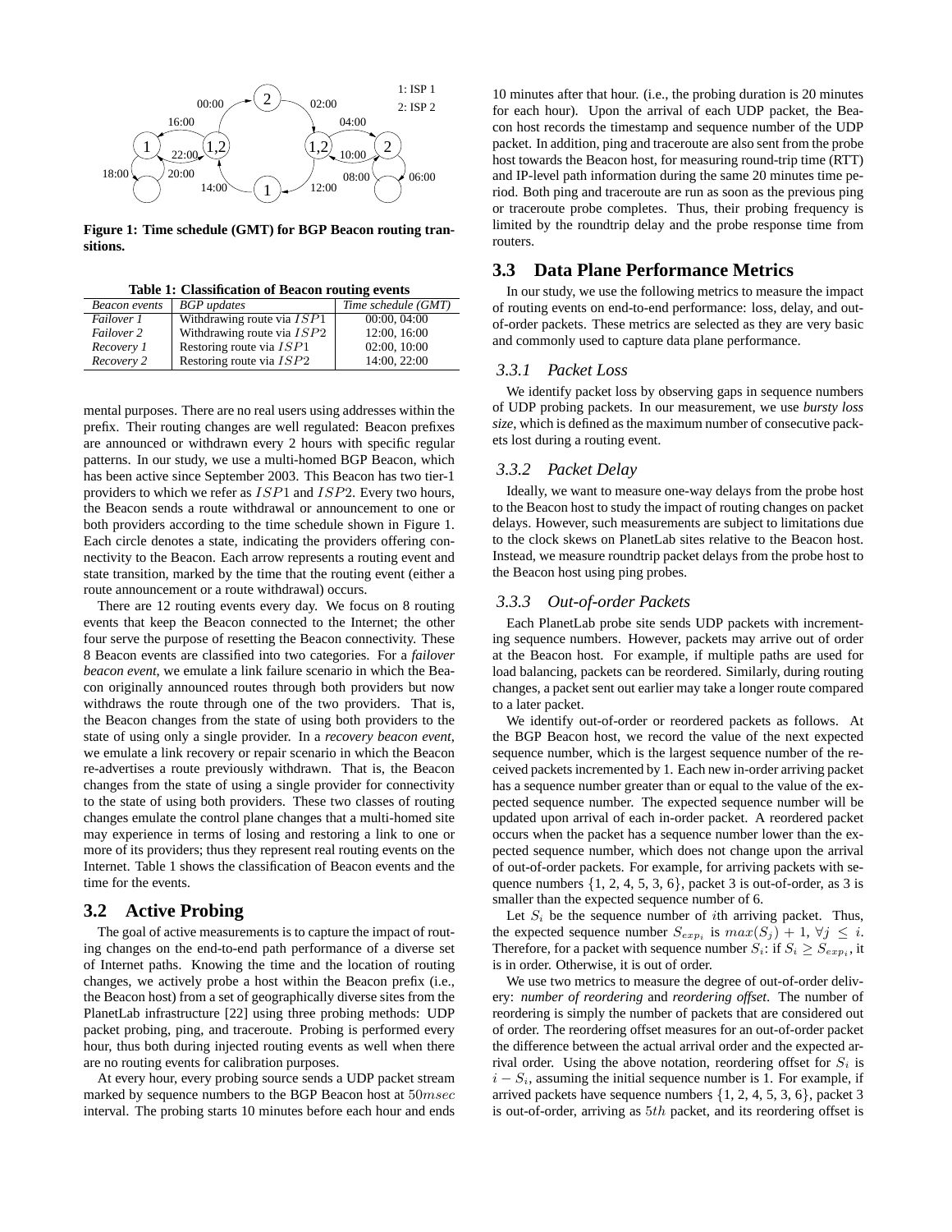Figure 1: Time schedule (GMT) for BGP Beacon routing transitions.

**Table 1: Classification of Beacon routing events**

| *Beacon events* | *BGP updates* | *Time schedule (GMT)* |
|---|---|---|
| *Failover 1* | Withdrawing route via $ISP1$ | 00:00, 04:00 |
| *Failover 2* | Withdrawing route via $ISP2$ | 12:00, 16:00 |
| *Recovery 1* | Restoring route via $ISP1$ | 02:00, 10:00 |
| *Recovery 2* | Restoring route via $ISP2$ | 14:00, 22:00 |

mental purposes. There are no real users using addresses within the prefix. Their routing changes are well regulated: Beacon prefixes are announced or withdrawn every 2 hours with specific regular patterns. In our study, we use a multi-homed BGP Beacon, which has been active since September 2003. This Beacon has two tier-1 providers to which we refer as $ISP1$ and $ISP2$. Every two hours, the Beacon sends a route withdrawal or announcement to one or both providers according to the time schedule shown in Figure 1. Each circle denotes a state, indicating the providers offering connectivity to the Beacon. Each arrow represents a routing event and state transition, marked by the time that the routing event (either a route announcement or a route withdrawal) occurs.

There are 12 routing events every day. We focus on 8 routing events that keep the Beacon connected to the Internet; the other four serve the purpose of resetting the Beacon connectivity. These 8 Beacon events are classified into two categories. For a *failover beacon event*, we emulate a link failure scenario in which the Beacon originally announced routes through both providers but now withdraws the route through one of the two providers. That is, the Beacon changes from the state of using both providers to the state of using only a single provider. In a *recovery beacon event*, we emulate a link recovery or repair scenario in which the Beacon re-advertises a route previously withdrawn. That is, the Beacon changes from the state of using a single provider for connectivity to the state of using both providers. These two classes of routing changes emulate the control plane changes that a multi-homed site may experience in terms of losing and restoring a link to one or more of its providers; thus they represent real routing events on the Internet. Table 1 shows the classification of Beacon events and the time for the events.

## 3.2 Active Probing

The goal of active measurements is to capture the impact of routing changes on the end-to-end path performance of a diverse set of Internet paths. Knowing the time and the location of routing changes, we actively probe a host within the Beacon prefix (i.e., the Beacon host) from a set of geographically diverse sites from the PlanetLab infrastructure [22] using three probing methods: UDP packet probing, ping, and traceroute. Probing is performed every hour, thus both during injected routing events as well when there are no routing events for calibration purposes.

At every hour, every probing source sends a UDP packet stream marked by sequence numbers to the BGP Beacon host at $50msec$ interval. The probing starts 10 minutes before each hour and ends 10 minutes after that hour. (i.e., the probing duration is 20 minutes for each hour). Upon the arrival of each UDP packet, the Beacon host records the timestamp and sequence number of the UDP packet. In addition, ping and traceroute are also sent from the probe host towards the Beacon host, for measuring round-trip time (RTT) and IP-level path information during the same 20 minutes time period. Both ping and traceroute are run as soon as the previous ping or traceroute probe completes. Thus, their probing frequency is limited by the roundtrip delay and the probe response time from routers.

## 3.3 Data Plane Performance Metrics

In our study, we use the following metrics to measure the impact of routing events on end-to-end performance: loss, delay, and out-of-order packets. These metrics are selected as they are very basic and commonly used to capture data plane performance.

### 3.3.1 Packet Loss

We identify packet loss by observing gaps in sequence numbers of UDP probing packets. In our measurement, we use *bursty loss size*, which is defined as the maximum number of consecutive packets lost during a routing event.

### 3.3.2 Packet Delay

Ideally, we want to measure one-way delays from the probe host to the Beacon host to study the impact of routing changes on packet delays. However, such measurements are subject to limitations due to the clock skews on PlanetLab sites relative to the Beacon host. Instead, we measure roundtrip packet delays from the probe host to the Beacon host using ping probes.

### 3.3.3 Out-of-order Packets

Each PlanetLab probe site sends UDP packets with incrementing sequence numbers. However, packets may arrive out of order at the Beacon host. For example, if multiple paths are used for load balancing, packets can be reordered. Similarly, during routing changes, a packet sent out earlier may take a longer route compared to a later packet.

We identify out-of-order or reordered packets as follows. At the BGP Beacon host, we record the value of the next expected sequence number, which is the largest sequence number of the received packets incremented by 1. Each new in-order arriving packet has a sequence number greater than or equal to the value of the expected sequence number. The expected sequence number will be updated upon arrival of each in-order packet. A reordered packet occurs when the packet has a sequence number lower than the expected sequence number, which does not change upon the arrival of out-of-order packets. For example, for arriving packets with sequence numbers {1, 2, 4, 5, 3, 6}, packet 3 is out-of-order, as 3 is smaller than the expected sequence number of 6.

Let $S_i$ be the sequence number of $i$th arriving packet. Thus, the expected sequence number $S_{exp_i}$ is $max(S_j) + 1$, $\forall j \leq i$. Therefore, for a packet with sequence number $S_i$: if $S_i \geq S_{exp_i}$, it is in order. Otherwise, it is out of order.

We use two metrics to measure the degree of out-of-order delivery: *number of reordering* and *reordering offset*. The number of reordering is simply the number of packets that are considered out of order. The reordering offset measures for an out-of-order packet the difference between the actual arrival order and the expected arrival order. Using the above notation, reordering offset for $S_i$ is $i - S_i$, assuming the initial sequence number is 1. For example, if arrived packets have sequence numbers {1, 2, 4, 5, 3, 6}, packet 3 is out-of-order, arriving as $5th$ packet, and its reordering offset is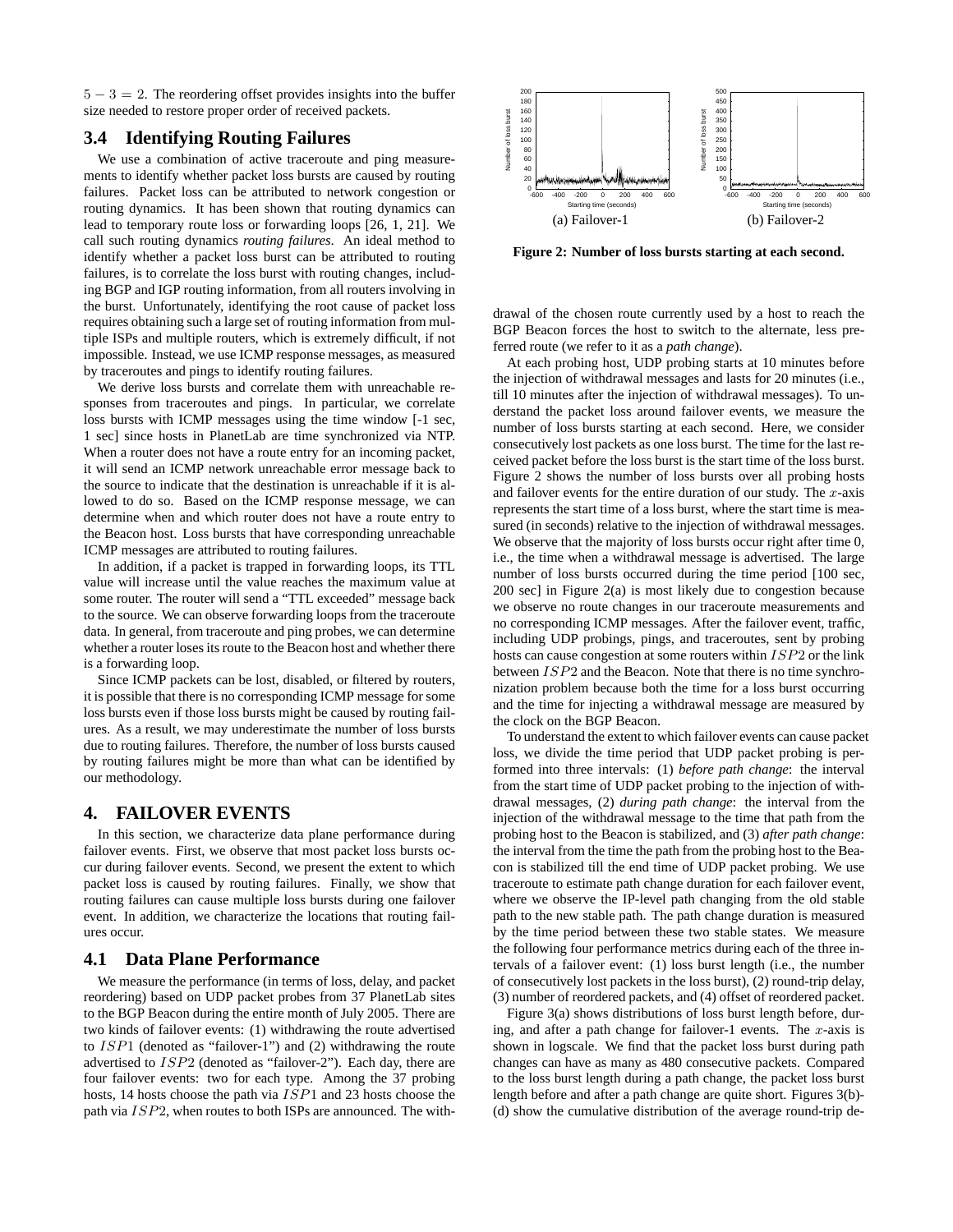$5 - 3 = 2$. The reordering offset provides insights into the buffer size needed to restore proper order of received packets.

### 3.4 Identifying Routing Failures

We use a combination of active traceroute and ping measurements to identify whether packet loss bursts are caused by routing failures. Packet loss can be attributed to network congestion or routing dynamics. It has been shown that routing dynamics can lead to temporary route loss or forwarding loops [26, 1, 21]. We call such routing dynamics *routing failures*. An ideal method to identify whether a packet loss burst can be attributed to routing failures, is to correlate the loss burst with routing changes, including BGP and IGP routing information, from all routers involving in the burst. Unfortunately, identifying the root cause of packet loss requires obtaining such a large set of routing information from multiple ISPs and multiple routers, which is extremely difficult, if not impossible. Instead, we use ICMP response messages, as measured by traceroutes and pings to identify routing failures.

We derive loss bursts and correlate them with unreachable responses from traceroutes and pings. In particular, we correlate loss bursts with ICMP messages using the time window [-1 sec, 1 sec] since hosts in PlanetLab are time synchronized via NTP. When a router does not have a route entry for an incoming packet, it will send an ICMP network unreachable error message back to the source to indicate that the destination is unreachable if it is allowed to do so. Based on the ICMP response message, we can determine when and which router does not have a route entry to the Beacon host. Loss bursts that have corresponding unreachable ICMP messages are attributed to routing failures.

In addition, if a packet is trapped in forwarding loops, its TTL value will increase until the value reaches the maximum value at some router. The router will send a "TTL exceeded" message back to the source. We can observe forwarding loops from the traceroute data. In general, from traceroute and ping probes, we can determine whether a router loses its route to the Beacon host and whether there is a forwarding loop.

Since ICMP packets can be lost, disabled, or filtered by routers, it is possible that there is no corresponding ICMP message for some loss bursts even if those loss bursts might be caused by routing failures. As a result, we may underestimate the number of loss bursts due to routing failures. Therefore, the number of loss bursts caused by routing failures might be more than what can be identified by our methodology.

## 4. FAILOVER EVENTS

In this section, we characterize data plane performance during failover events. First, we observe that most packet loss bursts occur during failover events. Second, we present the extent to which packet loss is caused by routing failures. Finally, we show that routing failures can cause multiple loss bursts during one failover event. In addition, we characterize the locations that routing failures occur.

### 4.1 Data Plane Performance

We measure the performance (in terms of loss, delay, and packet reordering) based on UDP packet probes from 37 PlanetLab sites to the BGP Beacon during the entire month of July 2005. There are two kinds of failover events: (1) withdrawing the route advertised to $ISP1$ (denoted as "failover-1") and (2) withdrawing the route advertised to $ISP2$ (denoted as "failover-2"). Each day, there are four failover events: two for each type. Among the 37 probing hosts, 14 hosts choose the path via $ISP1$ and 23 hosts choose the path via $ISP2$, when routes to both ISPs are announced. The withdrawal of the chosen route currently used by a host to reach the BGP Beacon forces the host to switch to the alternate, less preferred route (we refer to it as a *path change*).

(a) Failover-1 (b) Failover-2

**Figure 2: Number of loss bursts starting at each second.**

At each probing host, UDP probing starts at 10 minutes before the injection of withdrawal messages and lasts for 20 minutes (i.e., till 10 minutes after the injection of withdrawal messages). To understand the packet loss around failover events, we measure the number of loss bursts starting at each second. Here, we consider consecutively lost packets as one loss burst. The time for the last received packet before the loss burst is the start time of the loss burst. Figure 2 shows the number of loss bursts over all probing hosts and failover events for the entire duration of our study. The $x$-axis represents the start time of a loss burst, where the start time is measured (in seconds) relative to the injection of withdrawal messages. We observe that the majority of loss bursts occur right after time 0, i.e., the time when a withdrawal message is advertised. The large number of loss bursts occurred during the time period [100 sec, 200 sec] in Figure 2(a) is most likely due to congestion because we observe no route changes in our traceroute measurements and no corresponding ICMP messages. After the failover event, traffic, including UDP probings, pings, and traceroutes, sent by probing hosts can cause congestion at some routers within $ISP2$ or the link between $ISP2$ and the Beacon. Note that there is no time synchronization problem because both the time for a loss burst occurring and the time for injecting a withdrawal message are measured by the clock on the BGP Beacon.

To understand the extent to which failover events can cause packet loss, we divide the time period that UDP packet probing is performed into three intervals: (1) *before path change*: the interval from the start time of UDP packet probing to the injection of withdrawal messages, (2) *during path change*: the interval from the injection of the withdrawal message to the time that path from the probing host to the Beacon is stabilized, and (3) *after path change*: the interval from the time the path from the probing host to the Beacon is stabilized till the end time of UDP packet probing. We use traceroute to estimate path change duration for each failover event, where we observe the IP-level path changing from the old stable path to the new stable path. The path change duration is measured by the time period between these two stable states. We measure the following four performance metrics during each of the three intervals of a failover event: (1) loss burst length (i.e., the number of consecutively lost packets in the loss burst), (2) round-trip delay, (3) number of reordered packets, and (4) offset of reordered packet.

Figure 3(a) shows distributions of loss burst length before, during, and after a path change for failover-1 events. The $x$-axis is shown in logscale. We find that the packet loss burst during path changes can have as many as 480 consecutive packets. Compared to the loss burst length during a path change, the packet loss burst length before and after a path change are quite short. Figures 3(b)-(d) show the cumulative distribution of the average round-trip de-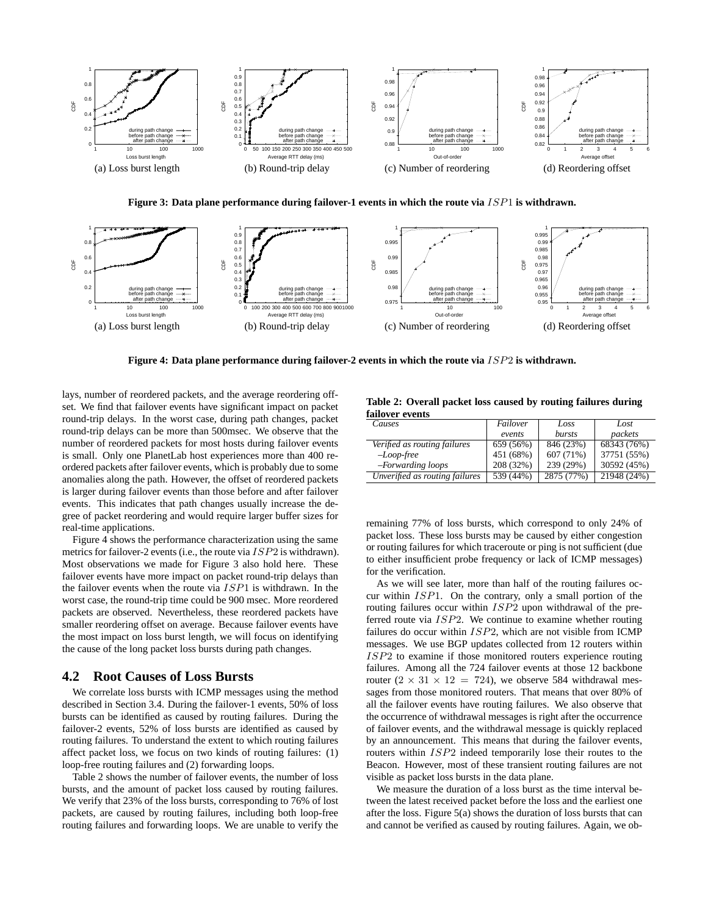(a) Loss burst length

(b) Round-trip delay

(c) Number of reordering

(d) Reordering offset

**Figure 3: Data plane performance during failover-1 events in which the route via $ISP1$ is withdrawn.**

(a) Loss burst length

(b) Round-trip delay

(c) Number of reordering

(d) Reordering offset

**Figure 4: Data plane performance during failover-2 events in which the route via $ISP2$ is withdrawn.**

lays, number of reordered packets, and the average reordering offset. We find that failover events have significant impact on packet round-trip delays. In the worst case, during path changes, packet round-trip delays can be more than 500msec. We observe that the number of reordered packets for most hosts during failover events is small. Only one PlanetLab host experiences more than 400 reordered packets after failover events, which is probably due to some anomalies along the path. However, the offset of reordered packets is larger during failover events than those before and after failover events. This indicates that path changes usually increase the degree of packet reordering and would require larger buffer sizes for real-time applications.

Figure 4 shows the performance characterization using the same metrics for failover-2 events (i.e., the route via $ISP2$ is withdrawn). Most observations we made for Figure 3 also hold here. These failover events have more impact on packet round-trip delays than the failover events when the route via $ISP1$ is withdrawn. In the worst case, the round-trip time could be 900 msec. More reordered packets are observed. Nevertheless, these reordered packets have smaller reordering offset on average. Because failover events have the most impact on loss burst length, we will focus on identifying the cause of the long packet loss bursts during path changes.

## 4.2 Root Causes of Loss Bursts

We correlate loss bursts with ICMP messages using the method described in Section 3.4. During the failover-1 events, 50% of loss bursts can be identified as caused by routing failures. During the failover-2 events, 52% of loss bursts are identified as caused by routing failures. To understand the extent to which routing failures affect packet loss, we focus on two kinds of routing failures: (1) loop-free routing failures and (2) forwarding loops.

Table 2 shows the number of failover events, the number of loss bursts, and the amount of packet loss caused by routing failures. We verify that 23% of the loss bursts, corresponding to 76% of lost packets, are caused by routing failures, including both loop-free routing failures and forwarding loops. We are unable to verify the remaining 77% of loss bursts, which correspond to only 24% of packet loss. These loss bursts may be caused by either congestion or routing failures for which traceroute or ping is not sufficient (due to either insufficient probe frequency or lack of ICMP messages) for the verification.

**Table 2: Overall packet loss caused by routing failures during failover events**

| *Causes* | *Failover events* | *Loss bursts* | *Lost packets* |
|---|---|---|---|
| *Verified as routing failures* | 659 (56%) | 846 (23%) | 68343 (76%) |
| *–Loop-free* | 451 (68%) | 607 (71%) | 37751 (55%) |
| *–Forwarding loops* | 208 (32%) | 239 (29%) | 30592 (45%) |
| *Unverified as routing failures* | 539 (44%) | 2875 (77%) | 21948 (24%) |

As we will see later, more than half of the routing failures occur within $ISP1$. On the contrary, only a small portion of the routing failures occur within $ISP2$ upon withdrawal of the preferred route via $ISP2$. We continue to examine whether routing failures do occur within $ISP2$, which are not visible from ICMP messages. We use BGP updates collected from 12 routers within $ISP2$ to examine if those monitored routers experience routing failures. Among all the 724 failover events at those 12 backbone router ($2 \times 31 \times 12 = 724$), we observe 584 withdrawal messages from those monitored routers. That means that over 80% of all the failover events have routing failures. We also observe that the occurrence of withdrawal messages is right after the occurrence of failover events, and the withdrawal message is quickly replaced by an announcement. This means that during the failover events, routers within $ISP2$ indeed temporarily lose their routes to the Beacon. However, most of these transient routing failures are not visible as packet loss bursts in the data plane.

We measure the duration of a loss burst as the time interval between the latest received packet before the loss and the earliest one after the loss. Figure 5(a) shows the duration of loss bursts that can and cannot be verified as caused by routing failures. Again, we ob-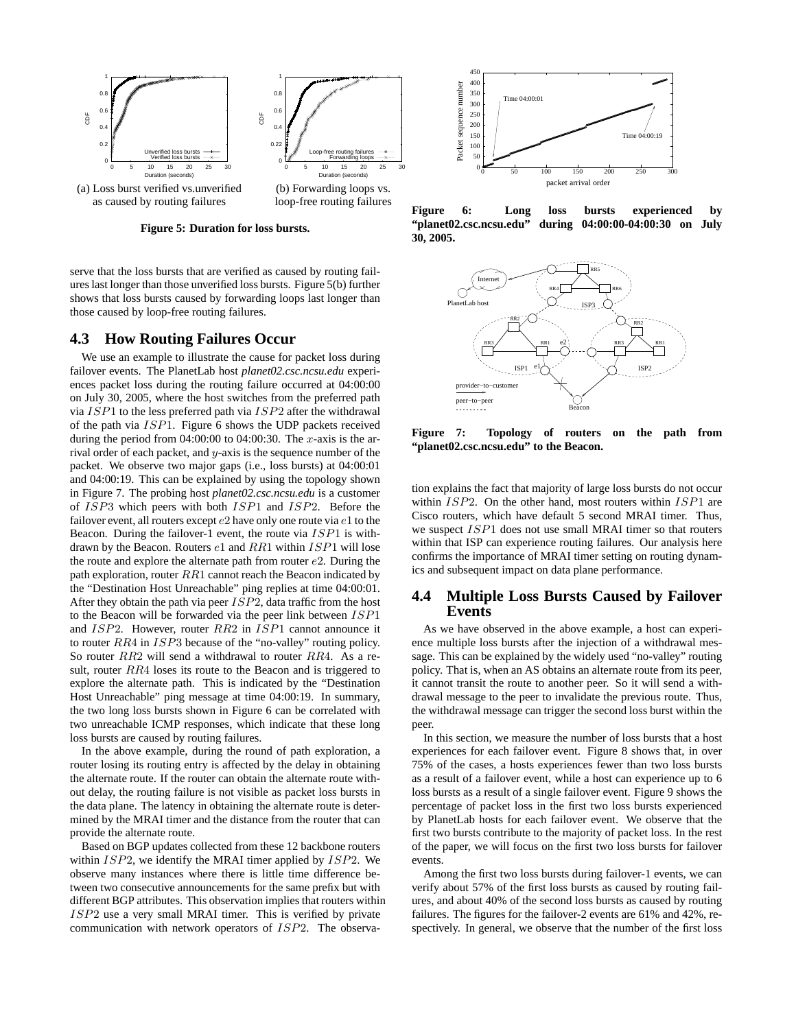(a) Loss burst verified vs.unverified as caused by routing failures

(b) Forwarding loops vs. loop-free routing failures

**Figure 5: Duration for loss bursts.**

serve that the loss bursts that are verified as caused by routing failures last longer than those unverified loss bursts. Figure 5(b) further shows that loss bursts caused by forwarding loops last longer than those caused by loop-free routing failures.

## 4.3 How Routing Failures Occur

We use an example to illustrate the cause for packet loss during failover events. The PlanetLab host *planet02.csc.ncsu.edu* experiences packet loss during the routing failure occurred at 04:00:00 on July 30, 2005, where the host switches from the preferred path via $ISP1$ to the less preferred path via $ISP2$ after the withdrawal of the path via $ISP1$. Figure 6 shows the UDP packets received during the period from 04:00:00 to 04:00:30. The $x$-axis is the arrival order of each packet, and $y$-axis is the sequence number of the packet. We observe two major gaps (i.e., loss bursts) at 04:00:01 and 04:00:19. This can be explained by using the topology shown in Figure 7. The probing host *planet02.csc.ncsu.edu* is a customer of $ISP3$ which peers with both $ISP1$ and $ISP2$. Before the failover event, all routers except $e2$ have only one route via $e1$ to the Beacon. During the failover-1 event, the route via $ISP1$ is withdrawn by the Beacon. Routers $e1$ and $RR1$ within $ISP1$ will lose the route and explore the alternate path from router $e2$. During the path exploration, router $RR1$ cannot reach the Beacon indicated by the "Destination Host Unreachable" ping replies at time 04:00:01. After they obtain the path via peer $ISP2$, data traffic from the host to the Beacon will be forwarded via the peer link between $ISP1$ and $ISP2$. However, router $RR2$ in $ISP1$ cannot announce it to router $RR4$ in $ISP3$ because of the "no-valley" routing policy. So router $RR2$ will send a withdrawal to router $RR4$. As a result, router $RR4$ loses its route to the Beacon and is triggered to explore the alternate path. This is indicated by the "Destination Host Unreachable" ping message at time 04:00:19. In summary, the two long loss bursts shown in Figure 6 can be correlated with two unreachable ICMP responses, which indicate that these long loss bursts are caused by routing failures.

In the above example, during the round of path exploration, a router losing its routing entry is affected by the delay in obtaining the alternate route. If the router can obtain the alternate route without delay, the routing failure is not visible as packet loss bursts in the data plane. The latency in obtaining the alternate route is determined by the MRAI timer and the distance from the router that can provide the alternate route.

Based on BGP updates collected from these 12 backbone routers within $ISP2$, we identify the MRAI timer applied by $ISP2$. We observe many instances where there is little time difference between two consecutive announcements for the same prefix but with different BGP attributes. This observation implies that routers within $ISP2$ use a very small MRAI timer. This is verified by private communication with network operators of $ISP2$. The observation explains the fact that majority of large loss bursts do not occur within $ISP2$. On the other hand, most routers within $ISP1$ are Cisco routers, which have default 5 second MRAI timer. Thus, we suspect $ISP1$ does not use small MRAI timer so that routers within that ISP can experience routing failures. Our analysis here confirms the importance of MRAI timer setting on routing dynamics and subsequent impact on data plane performance.

**Figure 6: Long loss bursts experienced by "planet02.csc.ncsu.edu" during 04:00:00-04:00:30 on July 30, 2005.**

**Figure 7: Topology of routers on the path from "planet02.csc.ncsu.edu" to the Beacon.**

## 4.4 Multiple Loss Bursts Caused by Failover Events

As we have observed in the above example, a host can experience multiple loss bursts after the injection of a withdrawal message. This can be explained by the widely used "no-valley" routing policy. That is, when an AS obtains an alternate route from its peer, it cannot transit the route to another peer. So it will send a withdrawal message to the peer to invalidate the previous route. Thus, the withdrawal message can trigger the second loss burst within the peer.

In this section, we measure the number of loss bursts that a host experiences for each failover event. Figure 8 shows that, in over 75% of the cases, a hosts experiences fewer than two loss bursts as a result of a failover event, while a host can experience up to 6 loss bursts as a result of a single failover event. Figure 9 shows the percentage of packet loss in the first two loss bursts experienced by PlanetLab hosts for each failover event. We observe that the first two bursts contribute to the majority of packet loss. In the rest of the paper, we will focus on the first two loss bursts for failover events.

Among the first two loss bursts during failover-1 events, we can verify about 57% of the first loss bursts as caused by routing failures, and about 40% of the second loss bursts as caused by routing failures. The figures for the failover-2 events are 61% and 42%, respectively. In general, we observe that the number of the first loss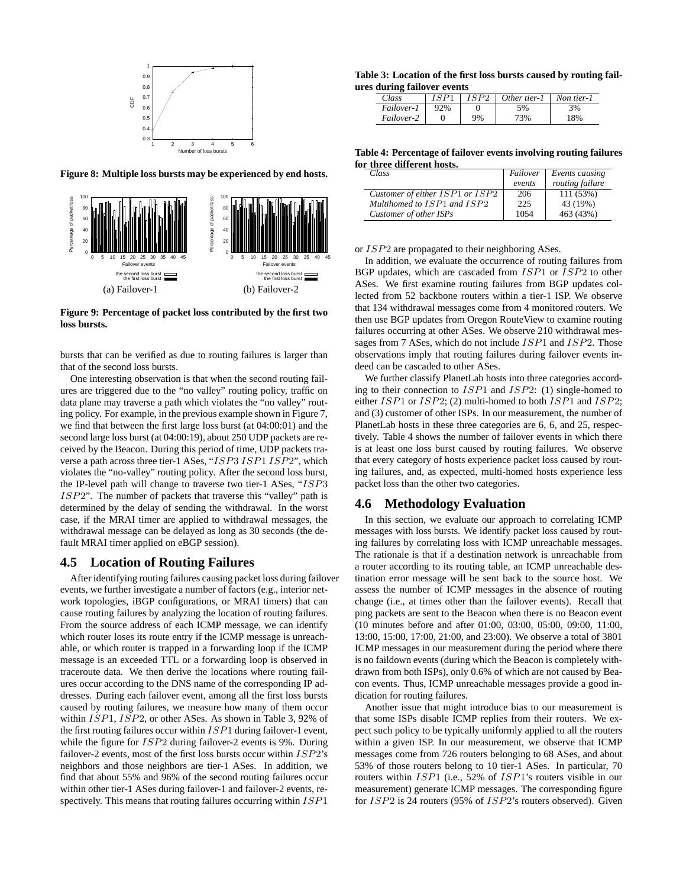Figure 8: Multiple loss bursts may be experienced by end hosts.

(a) Failover-1 (b) Failover-2

Figure 9: Percentage of packet loss contributed by the first two loss bursts.

bursts that can be verified as due to routing failures is larger than that of the second loss bursts.

One interesting observation is that when the second routing failures are triggered due to the "no valley" routing policy, traffic on data plane may traverse a path which violates the "no valley" routing policy. For example, in the previous example shown in Figure 7, we find that between the first large loss burst (at 04:00:01) and the second large loss burst (at 04:00:19), about 250 UDP packets are received by the Beacon. During this period of time, UDP packets traverse a path across three tier-1 ASes, "$ISP3\ ISP1\ ISP2$", which violates the "no-valley" routing policy. After the second loss burst, the IP-level path will change to traverse two tier-1 ASes, "$ISP3\ ISP2$". The number of packets that traverse this "valley" path is determined by the delay of sending the withdrawal. In the worst case, if the MRAI timer are applied to withdrawal messages, the withdrawal message can be delayed as long as 30 seconds (the default MRAI timer applied on eBGP session).

## 4.5 Location of Routing Failures

After identifying routing failures causing packet loss during failover events, we further investigate a number of factors (e.g., interior network topologies, iBGP configurations, or MRAI timers) that can cause routing failures by analyzing the location of routing failures. From the source address of each ICMP message, we can identify which router loses its route entry if the ICMP message is unreachable, or which router is trapped in a forwarding loop if the ICMP message is an exceeded TTL or a forwarding loop is observed in traceroute data. We then derive the locations where routing failures occur according to the DNS name of the corresponding IP addresses. During each failover event, among all the first loss bursts caused by routing failures, we measure how many of them occur within $ISP1$, $ISP2$, or other ASes. As shown in Table 3, 92% of the first routing failures occur within $ISP1$ during failover-1 event, while the figure for $ISP2$ during failover-2 events is 9%. During failover-2 events, most of the first loss bursts occur within $ISP2$'s neighbors and those neighbors are tier-1 ASes. In addition, we find that about 55% and 96% of the second routing failures occur within other tier-1 ASes during failover-1 and failover-2 events, respectively. This means that routing failures occurring within $ISP1$

**Table 3: Location of the first loss bursts caused by routing failures during failover events**

| *Class* | $ISP1$ | $ISP2$ | *Other tier-1* | *Non tier-1* |
|---|---|---|---|---|
| *Failover-1* | 92% | 0 | 5% | 3% |
| *Failover-2* | 0 | 9% | 73% | 18% |

**Table 4: Percentage of failover events involving routing failures for three different hosts.**

| *Class* | *Failover events* | *Events causing routing failure* |
|---|---|---|
| *Customer of either $ISP1$ or $ISP2$* | 206 | 111 (53%) |
| *Multihomed to $ISP1$ and $ISP2$* | 225 | 43 (19%) |
| *Customer of other ISPs* | 1054 | 463 (43%) |

or $ISP2$ are propagated to their neighboring ASes.

In addition, we evaluate the occurrence of routing failures from BGP updates, which are cascaded from $ISP1$ or $ISP2$ to other ASes. We first examine routing failures from BGP updates collected from 52 backbone routers within a tier-1 ISP. We observe that 134 withdrawal messages come from 4 monitored routers. We then use BGP updates from Oregon RouteView to examine routing failures occurring at other ASes. We observe 210 withdrawal messages from 7 ASes, which do not include $ISP1$ and $ISP2$. Those observations imply that routing failures during failover events indeed can be cascaded to other ASes.

We further classify PlanetLab hosts into three categories according to their connection to $ISP1$ and $ISP2$: (1) single-homed to either $ISP1$ or $ISP2$; (2) multi-homed to both $ISP1$ and $ISP2$; and (3) customer of other ISPs. In our measurement, the number of PlanetLab hosts in these three categories are 6, 6, and 25, respectively. Table 4 shows the number of failover events in which there is at least one loss burst caused by routing failures. We observe that every category of hosts experience packet loss caused by routing failures, and, as expected, multi-homed hosts experience less packet loss than the other two categories.

## 4.6 Methodology Evaluation

In this section, we evaluate our approach to correlating ICMP messages with loss bursts. We identify packet loss caused by routing failures by correlating loss with ICMP unreachable messages. The rationale is that if a destination network is unreachable from a router according to its routing table, an ICMP unreachable destination error message will be sent back to the source host. We assess the number of ICMP messages in the absence of routing change (i.e., at times other than the failover events). Recall that ping packets are sent to the Beacon when there is no Beacon event (10 minutes before and after 01:00, 03:00, 05:00, 09:00, 11:00, 13:00, 15:00, 17:00, 21:00, and 23:00). We observe a total of 3801 ICMP messages in our measurement during the period where there is no faildown events (during which the Beacon is completely withdrawn from both ISPs), only 0.6% of which are not caused by Beacon events. Thus, ICMP unreachable messages provide a good indication for routing failures.

Another issue that might introduce bias to our measurement is that some ISPs disable ICMP replies from their routers. We expect such policy to be typically uniformly applied to all the routers within a given ISP. In our measurement, we observe that ICMP messages come from 726 routers belonging to 68 ASes, and about 53% of those routers belong to 10 tier-1 ASes. In particular, 70 routers within $ISP1$ (i.e., 52% of $ISP1$'s routers visible in our measurement) generate ICMP messages. The corresponding figure for $ISP2$ is 24 routers (95% of $ISP2$'s routers observed). Given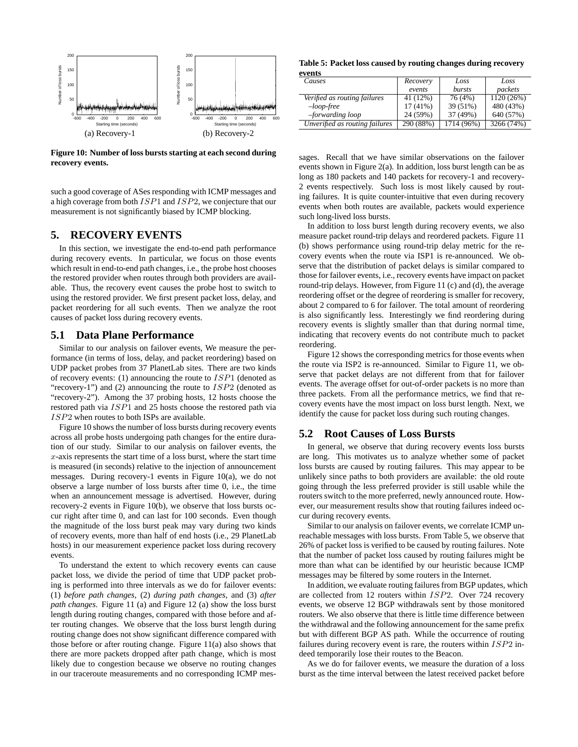Figure 10: Number of loss bursts starting at each second during recovery events.

(a) Recovery-1 (b) Recovery-2

such a good coverage of ASes responding with ICMP messages and a high coverage from both $ISP1$ and $ISP2$, we conjecture that our measurement is not significantly biased by ICMP blocking.

## 5. RECOVERY EVENTS

In this section, we investigate the end-to-end path performance during recovery events. In particular, we focus on those events which result in end-to-end path changes, i.e., the probe host chooses the restored provider when routes through both providers are available. Thus, the recovery event causes the probe host to switch to using the restored provider. We first present packet loss, delay, and packet reordering for all such events. Then we analyze the root causes of packet loss during recovery events.

### 5.1 Data Plane Performance

Similar to our analysis on failover events, We measure the performance (in terms of loss, delay, and packet reordering) based on UDP packet probes from 37 PlanetLab sites. There are two kinds of recovery events: (1) announcing the route to $ISP1$ (denoted as "recovery-1") and (2) announcing the route to $ISP2$ (denoted as "recovery-2"). Among the 37 probing hosts, 12 hosts choose the restored path via $ISP1$ and 25 hosts choose the restored path via $ISP2$ when routes to both ISPs are available.

Figure 10 shows the number of loss bursts during recovery events across all probe hosts undergoing path changes for the entire duration of our study. Similar to our analysis on failover events, the $x$-axis represents the start time of a loss burst, where the start time is measured (in seconds) relative to the injection of announcement messages. During recovery-1 events in Figure 10(a), we do not observe a large number of loss bursts after time 0, i.e., the time when an announcement message is advertised. However, during recovery-2 events in Figure 10(b), we observe that loss bursts occur right after time 0, and can last for 100 seconds. Even though the magnitude of the loss burst peak may vary during two kinds of recovery events, more than half of end hosts (i.e., 29 PlanetLab hosts) in our measurement experience packet loss during recovery events.

To understand the extent to which recovery events can cause packet loss, we divide the period of time that UDP packet probing is performed into three intervals as we do for failover events: (1) *before path changes*, (2) *during path changes*, and (3) *after path changes*. Figure 11 (a) and Figure 12 (a) show the loss burst length during routing changes, compared with those before and after routing changes. We observe that the loss burst length during routing change does not show significant difference compared with those before or after routing change. Figure 11(a) also shows that there are more packets dropped after path change, which is most likely due to congestion because we observe no routing changes in our traceroute measurements and no corresponding ICMP messages. Recall that we have similar observations on the failover events shown in Figure 2(a). In addition, loss burst length can be as long as 180 packets and 140 packets for recovery-1 and recovery-2 events respectively. Such loss is most likely caused by routing failures. It is quite counter-intuitive that even during recovery events when both routes are available, packets would experience such long-lived loss bursts.

**Table 5: Packet loss caused by routing changes during recovery events**

| *Causes* | *Recovery events* | *Loss bursts* | *Loss packets* |
|---|---|---|---|
| *Verified as routing failures* | 41 (12%) | 76 (4%) | 1120 (26%) |
| *–loop-free* | 17 (41%) | 39 (51%) | 480 (43%) |
| *–forwarding loop* | 24 (59%) | 37 (49%) | 640 (57%) |
| *Unverified as routing failures* | 290 (88%) | 1714 (96%) | 3266 (74%) |

In addition to loss burst length during recovery events, we also measure packet round-trip delays and reordered packets. Figure 11 (b) shows performance using round-trip delay metric for the recovery events when the route via ISP1 is re-announced. We observe that the distribution of packet delays is similar compared to those for failover events, i.e., recovery events have impact on packet round-trip delays. However, from Figure 11 (c) and (d), the average reordering offset or the degree of reordering is smaller for recovery, about 2 compared to 6 for failover. The total amount of reordering is also significantly less. Interestingly we find reordering during recovery events is slightly smaller than that during normal time, indicating that recovery events do not contribute much to packet reordering.

Figure 12 shows the corresponding metrics for those events when the route via ISP2 is re-announced. Similar to Figure 11, we observe that packet delays are not different from that for failover events. The average offset for out-of-order packets is no more than three packets. From all the performance metrics, we find that recovery events have the most impact on loss burst length. Next, we identify the cause for packet loss during such routing changes.

### 5.2 Root Causes of Loss Bursts

In general, we observe that during recovery events loss bursts are long. This motivates us to analyze whether some of packet loss bursts are caused by routing failures. This may appear to be unlikely since paths to both providers are available: the old route going through the less preferred provider is still usable while the routers switch to the more preferred, newly announced route. However, our measurement results show that routing failures indeed occur during recovery events.

Similar to our analysis on failover events, we correlate ICMP unreachable messages with loss bursts. From Table 5, we observe that 26% of packet loss is verified to be caused by routing failures. Note that the number of packet loss caused by routing failures might be more than what can be identified by our heuristic because ICMP messages may be filtered by some routers in the Internet.

In addition, we evaluate routing failures from BGP updates, which are collected from 12 routers within $ISP2$. Over 724 recovery events, we observe 12 BGP withdrawals sent by those monitored routers. We also observe that there is little time difference between the withdrawal and the following announcement for the same prefix but with different BGP AS path. While the occurrence of routing failures during recovery event is rare, the routers within $ISP2$ indeed temporarily lose their routes to the Beacon.

As we do for failover events, we measure the duration of a loss burst as the time interval between the latest received packet before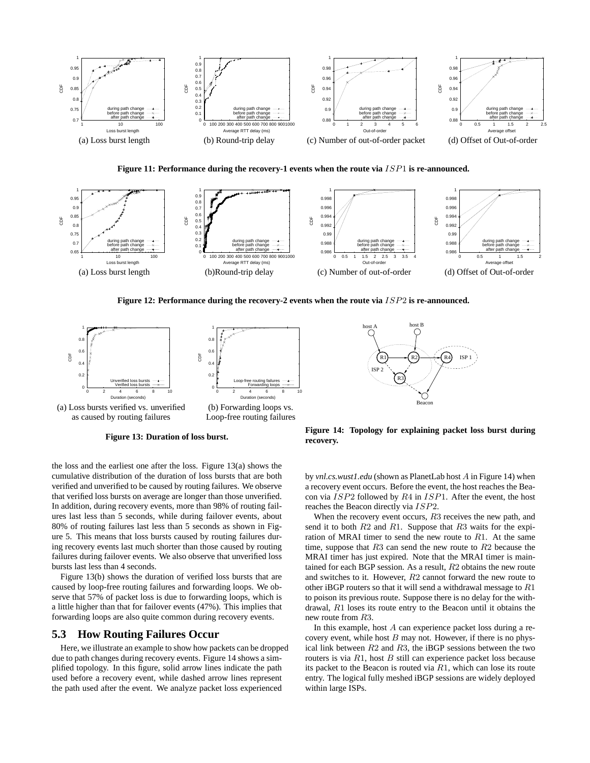(a) Loss burst length

(b) Round-trip delay

(c) Number of out-of-order packet

(d) Offset of Out-of-order

**Figure 11: Performance during the recovery-1 events when the route via $ISP1$ is re-announced.**

(a) Loss burst length

(b)Round-trip delay

(c) Number of out-of-order

(d) Offset of Out-of-order

**Figure 12: Performance during the recovery-2 events when the route via $ISP2$ is re-announced.**

(a) Loss bursts verified vs. unverified as caused by routing failures

(b) Forwarding loops vs. Loop-free routing failures

**Figure 13: Duration of loss burst.**

**Figure 14: Topology for explaining packet loss burst during recovery.**

the loss and the earliest one after the loss. Figure 13(a) shows the cumulative distribution of the duration of loss bursts that are both verified and unverified to be caused by routing failures. We observe that verified loss bursts on average are longer than those unverified. In addition, during recovery events, more than 98% of routing failures last less than 5 seconds, while during failover events, about 80% of routing failures last less than 5 seconds as shown in Figure 5. This means that loss bursts caused by routing failures during recovery events last much shorter than those caused by routing failures during failover events. We also observe that unverified loss bursts last less than 4 seconds.

Figure 13(b) shows the duration of verified loss bursts that are caused by loop-free routing failures and forwarding loops. We observe that 57% of packet loss is due to forwarding loops, which is a little higher than that for failover events (47%). This implies that forwarding loops are also quite common during recovery events.

## 5.3 How Routing Failures Occur

Here, we illustrate an example to show how packets can be dropped due to path changes during recovery events. Figure 14 shows a simplified topology. In this figure, solid arrow lines indicate the path used before a recovery event, while dashed arrow lines represent the path used after the event. We analyze packet loss experienced by *vnl.cs.wustl.edu* (shown as PlanetLab host $A$ in Figure 14) when a recovery event occurs. Before the event, the host reaches the Beacon via $ISP2$ followed by $R4$ in $ISP1$. After the event, the host reaches the Beacon directly via $ISP2$.

When the recovery event occurs, $R3$ receives the new path, and send it to both $R2$ and $R1$. Suppose that $R3$ waits for the expiration of MRAI timer to send the new route to $R1$. At the same time, suppose that $R3$ can send the new route to $R2$ because the MRAI timer has just expired. Note that the MRAI timer is maintained for each BGP session. As a result, $R2$ obtains the new route and switches to it. However, $R2$ cannot forward the new route to other iBGP routers so that it will send a withdrawal message to $R1$ to poison its previous route. Suppose there is no delay for the withdrawal, $R1$ loses its route entry to the Beacon until it obtains the new route from $R3$.

In this example, host $A$ can experience packet loss during a recovery event, while host $B$ may not. However, if there is no physical link between $R2$ and $R3$, the iBGP sessions between the two routers is via $R1$, host $B$ still can experience packet loss because its packet to the Beacon is routed via $R1$, which can lose its route entry. The logical fully meshed iBGP sessions are widely deployed within large ISPs.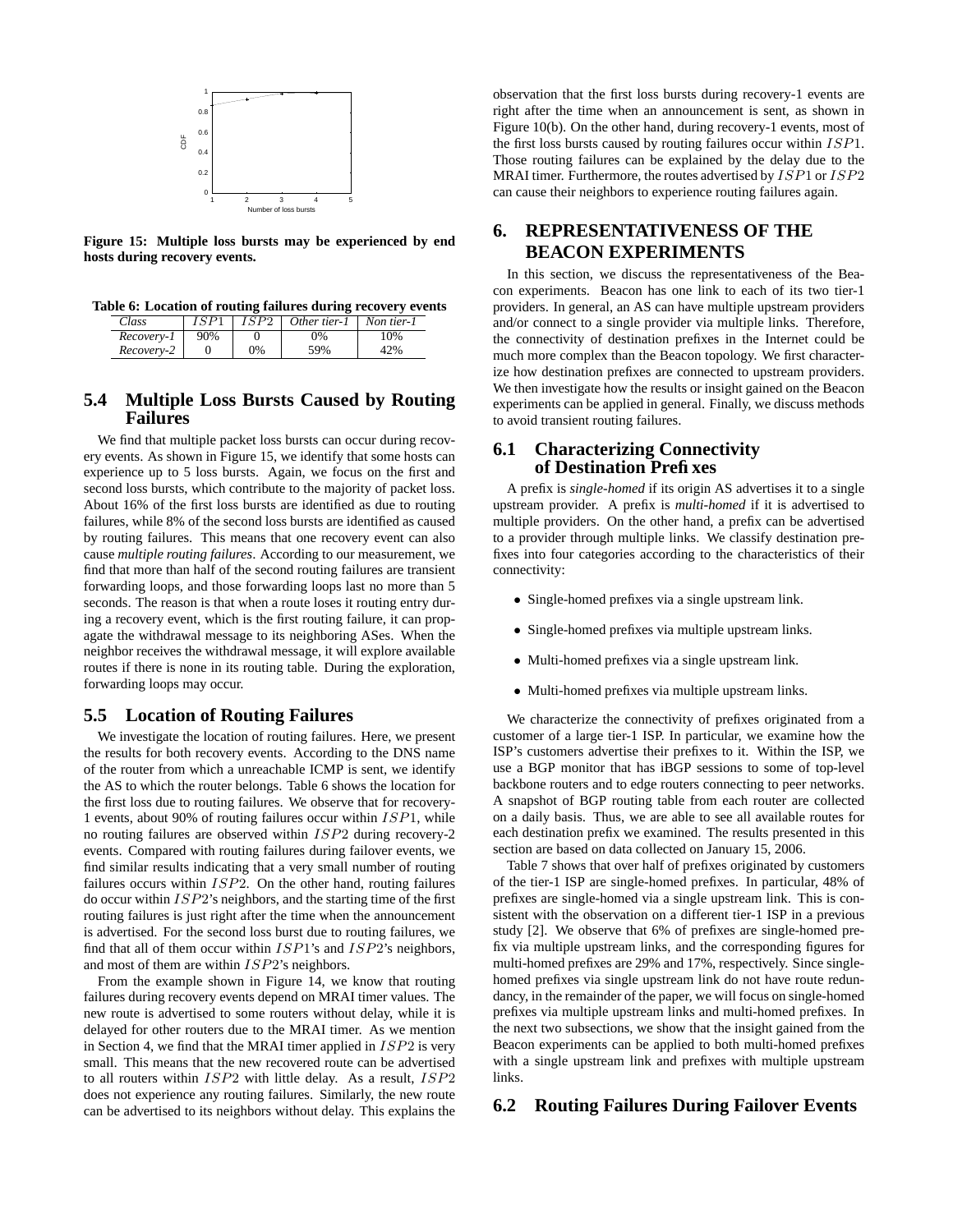Figure 15: Multiple loss bursts may be experienced by end hosts during recovery events.

**Table 6: Location of routing failures during recovery events**

| Class | $ISP1$ | $ISP2$ | Other tier-1 | Non tier-1 |
|---|---|---|---|---|
| Recovery-1 | 90% | 0 | 0% | 10% |
| Recovery-2 | 0 | 0% | 59% | 42% |

## 5.4 Multiple Loss Bursts Caused by Routing Failures

We find that multiple packet loss bursts can occur during recovery events. As shown in Figure 15, we identify that some hosts can experience up to 5 loss bursts. Again, we focus on the first and second loss bursts, which contribute to the majority of packet loss. About 16% of the first loss bursts are identified as due to routing failures, while 8% of the second loss bursts are identified as caused by routing failures. This means that one recovery event can also cause *multiple routing failures*. According to our measurement, we find that more than half of the second routing failures are transient forwarding loops, and those forwarding loops last no more than 5 seconds. The reason is that when a route loses it routing entry during a recovery event, which is the first routing failure, it can propagate the withdrawal message to its neighboring ASes. When the neighbor receives the withdrawal message, it will explore available routes if there is none in its routing table. During the exploration, forwarding loops may occur.

## 5.5 Location of Routing Failures

We investigate the location of routing failures. Here, we present the results for both recovery events. According to the DNS name of the router from which a unreachable ICMP is sent, we identify the AS to which the router belongs. Table 6 shows the location for the first loss due to routing failures. We observe that for recovery-1 events, about 90% of routing failures occur within $ISP1$, while no routing failures are observed within $ISP2$ during recovery-2 events. Compared with routing failures during failover events, we find similar results indicating that a very small number of routing failures occurs within $ISP2$. On the other hand, routing failures do occur within $ISP2$'s neighbors, and the starting time of the first routing failures is just right after the time when the announcement is advertised. For the second loss burst due to routing failures, we find that all of them occur within $ISP1$'s and $ISP2$'s neighbors, and most of them are within $ISP2$'s neighbors.

From the example shown in Figure 14, we know that routing failures during recovery events depend on MRAI timer values. The new route is advertised to some routers without delay, while it is delayed for other routers due to the MRAI timer. As we mention in Section 4, we find that the MRAI timer applied in $ISP2$ is very small. This means that the new recovered route can be advertised to all routers within $ISP2$ with little delay. As a result, $ISP2$ does not experience any routing failures. Similarly, the new route can be advertised to its neighbors without delay. This explains the observation that the first loss bursts during recovery-1 events are right after the time when an announcement is sent, as shown in Figure 10(b). On the other hand, during recovery-1 events, most of the first loss bursts caused by routing failures occur within $ISP1$. Those routing failures can be explained by the delay due to the MRAI timer. Furthermore, the routes advertised by $ISP1$ or $ISP2$ can cause their neighbors to experience routing failures again.

# 6. REPRESENTATIVENESS OF THE BEACON EXPERIMENTS

In this section, we discuss the representativeness of the Beacon experiments. Beacon has one link to each of its two tier-1 providers. In general, an AS can have multiple upstream providers and/or connect to a single provider via multiple links. Therefore, the connectivity of destination prefixes in the Internet could be much more complex than the Beacon topology. We first characterize how destination prefixes are connected to upstream providers. We then investigate how the results or insight gained on the Beacon experiments can be applied in general. Finally, we discuss methods to avoid transient routing failures.

## 6.1 Characterizing Connectivity of Destination Prefixes

A prefix is *single-homed* if its origin AS advertises it to a single upstream provider. A prefix is *multi-homed* if it is advertised to multiple providers. On the other hand, a prefix can be advertised to a provider through multiple links. We classify destination prefixes into four categories according to the characteristics of their connectivity:

- Single-homed prefixes via a single upstream link.
- Single-homed prefixes via multiple upstream links.
- Multi-homed prefixes via a single upstream link.
- Multi-homed prefixes via multiple upstream links.

We characterize the connectivity of prefixes originated from a customer of a large tier-1 ISP. In particular, we examine how the ISP's customers advertise their prefixes to it. Within the ISP, we use a BGP monitor that has iBGP sessions to some of top-level backbone routers and to edge routers connecting to peer networks. A snapshot of BGP routing table from each router are collected on a daily basis. Thus, we are able to see all available routes for each destination prefix we examined. The results presented in this section are based on data collected on January 15, 2006.

Table 7 shows that over half of prefixes originated by customers of the tier-1 ISP are single-homed prefixes. In particular, 48% of prefixes are single-homed via a single upstream link. This is consistent with the observation on a different tier-1 ISP in a previous study [2]. We observe that 6% of prefixes are single-homed prefix via multiple upstream links, and the corresponding figures for multi-homed prefixes are 29% and 17%, respectively. Since single-homed prefixes via single upstream link do not have route redundancy, in the remainder of the paper, we will focus on single-homed prefixes via multiple upstream links and multi-homed prefixes. In the next two subsections, we show that the insight gained from the Beacon experiments can be applied to both multi-homed prefixes with a single upstream link and prefixes with multiple upstream links.

## 6.2 Routing Failures During Failover Events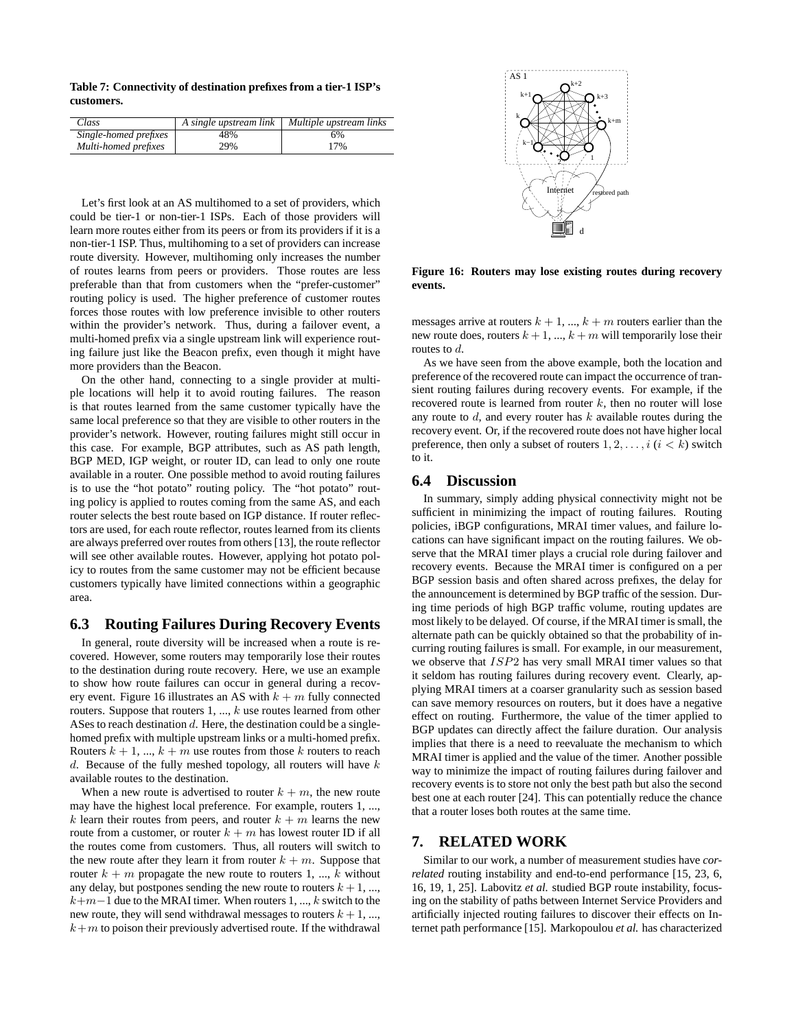**Table 7: Connectivity of destination prefixes from a tier-1 ISP's customers.**

| Class | A single upstream link | Multiple upstream links |
|---|---|---|
| Single-homed prefixes | 48% | 6% |
| Multi-homed prefixes | 29% | 17% |

Let's first look at an AS multihomed to a set of providers, which could be tier-1 or non-tier-1 ISPs. Each of those providers will learn more routes either from its peers or from its providers if it is a non-tier-1 ISP. Thus, multihoming to a set of providers can increase route diversity. However, multihoming only increases the number of routes learns from peers or providers. Those routes are less preferable than that from customers when the "prefer-customer" routing policy is used. The higher preference of customer routes forces those routes with low preference invisible to other routers within the provider's network. Thus, during a failover event, a multi-homed prefix via a single upstream link will experience routing failure just like the Beacon prefix, even though it might have more providers than the Beacon.

On the other hand, connecting to a single provider at multiple locations will help it to avoid routing failures. The reason is that routes learned from the same customer typically have the same local preference so that they are visible to other routers in the provider's network. However, routing failures might still occur in this case. For example, BGP attributes, such as AS path length, BGP MED, IGP weight, or router ID, can lead to only one route available in a router. One possible method to avoid routing failures is to use the "hot potato" routing policy. The "hot potato" routing policy is applied to routes coming from the same AS, and each router selects the best route based on IGP distance. If router reflectors are used, for each route reflector, routes learned from its clients are always preferred over routes from others [13], the route reflector will see other available routes. However, applying hot potato policy to routes from the same customer may not be efficient because customers typically have limited connections within a geographic area.

## 6.3 Routing Failures During Recovery Events

In general, route diversity will be increased when a route is recovered. However, some routers may temporarily lose their routes to the destination during route recovery. Here, we use an example to show how route failures can occur in general during a recovery event. Figure 16 illustrates an AS with $k + m$ fully connected routers. Suppose that routers 1, ..., $k$ use routes learned from other ASes to reach destination $d$. Here, the destination could be a single-homed prefix with multiple upstream links or a multi-homed prefix. Routers $k + 1$, ..., $k + m$ use routes from those $k$ routers to reach $d$. Because of the fully meshed topology, all routers will have $k$ available routes to the destination.

When a new route is advertised to router $k + m$, the new route may have the highest local preference. For example, routers 1, ..., $k$ learn their routes from peers, and router $k + m$ learns the new route from a customer, or router $k + m$ has lowest router ID if all the routes come from customers. Thus, all routers will switch to the new route after they learn it from router $k + m$. Suppose that router $k + m$ propagate the new route to routers 1, ..., $k$ without any delay, but postpones sending the new route to routers $k + 1$, ..., $k+m-1$ due to the MRAI timer. When routers 1, ..., $k$ switch to the new route, they will send withdrawal messages to routers $k + 1$, ..., $k+m$ to poison their previously advertised route. If the withdrawal messages arrive at routers $k + 1$, ..., $k + m$ routers earlier than the new route does, routers $k + 1$, ..., $k + m$ will temporarily lose their routes to $d$.

**Figure 16: Routers may lose existing routes during recovery events.**

As we have seen from the above example, both the location and preference of the recovered route can impact the occurrence of transient routing failures during recovery events. For example, if the recovered route is learned from router $k$, then no router will lose any route to $d$, and every router has $k$ available routes during the recovery event. Or, if the recovered route does not have higher local preference, then only a subset of routers $1, 2, \ldots, i$ ($i < k$) switch to it.

## 6.4 Discussion

In summary, simply adding physical connectivity might not be sufficient in minimizing the impact of routing failures. Routing policies, iBGP configurations, MRAI timer values, and failure locations can have significant impact on the routing failures. We observe that the MRAI timer plays a crucial role during failover and recovery events. Because the MRAI timer is configured on a per BGP session basis and often shared across prefixes, the delay for the announcement is determined by BGP traffic of the session. During time periods of high BGP traffic volume, routing updates are most likely to be delayed. Of course, if the MRAI timer is small, the alternate path can be quickly obtained so that the probability of incurring routing failures is small. For example, in our measurement, we observe that $ISP2$ has very small MRAI timer values so that it seldom has routing failures during recovery event. Clearly, applying MRAI timers at a coarser granularity such as session based can save memory resources on routers, but it does have a negative effect on routing. Furthermore, the value of the timer applied to BGP updates can directly affect the failure duration. Our analysis implies that there is a need to reevaluate the mechanism to which MRAI timer is applied and the value of the timer. Another possible way to minimize the impact of routing failures during failover and recovery events is to store not only the best path but also the second best one at each router [24]. This can potentially reduce the chance that a router loses both routes at the same time.

# 7. RELATED WORK

Similar to our work, a number of measurement studies have *correlated* routing instability and end-to-end performance [15, 23, 6, 16, 19, 1, 25]. Labovitz *et al.* studied BGP route instability, focusing on the stability of paths between Internet Service Providers and artificially injected routing failures to discover their effects on Internet path performance [15]. Markopoulou *et al.* has characterized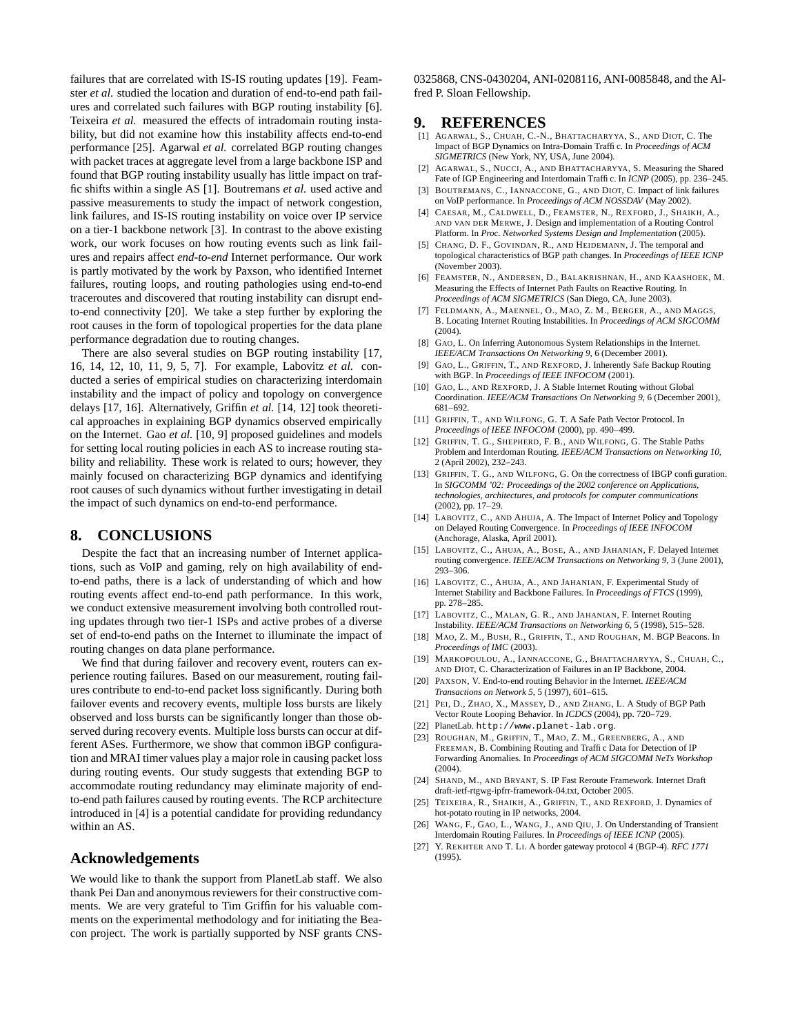failures that are correlated with IS-IS routing updates [19]. Feamster *et al.* studied the location and duration of end-to-end path failures and correlated such failures with BGP routing instability [6]. Teixeira *et al.* measured the effects of intradomain routing instability, but did not examine how this instability affects end-to-end performance [25]. Agarwal *et al.* correlated BGP routing changes with packet traces at aggregate level from a large backbone ISP and found that BGP routing instability usually has little impact on traffic shifts within a single AS [1]. Boutremans *et al.* used active and passive measurements to study the impact of network congestion, link failures, and IS-IS routing instability on voice over IP service on a tier-1 backbone network [3]. In contrast to the above existing work, our work focuses on how routing events such as link failures and repairs affect *end-to-end* Internet performance. Our work is partly motivated by the work by Paxson, who identified Internet failures, routing loops, and routing pathologies using end-to-end traceroutes and discovered that routing instability can disrupt end-to-end connectivity [20]. We take a step further by exploring the root causes in the form of topological properties for the data plane performance degradation due to routing changes.

There are also several studies on BGP routing instability [17, 16, 14, 12, 10, 11, 9, 5, 7]. For example, Labovitz *et al.* conducted a series of empirical studies on characterizing interdomain instability and the impact of policy and topology on convergence delays [17, 16]. Alternatively, Griffin *et al.* [14, 12] took theoretical approaches in explaining BGP dynamics observed empirically on the Internet. Gao *et al.* [10, 9] proposed guidelines and models for setting local routing policies in each AS to increase routing stability and reliability. These work is related to ours; however, they mainly focused on characterizing BGP dynamics and identifying root causes of such dynamics without further investigating in detail the impact of such dynamics on end-to-end performance.

## 8. CONCLUSIONS

Despite the fact that an increasing number of Internet applications, such as VoIP and gaming, rely on high availability of end-to-end paths, there is a lack of understanding of which and how routing events affect end-to-end path performance. In this work, we conduct extensive measurement involving both controlled routing updates through two tier-1 ISPs and active probes of a diverse set of end-to-end paths on the Internet to illuminate the impact of routing changes on data plane performance.

We find that during failover and recovery event, routers can experience routing failures. Based on our measurement, routing failures contribute to end-to-end packet loss significantly. During both failover events and recovery events, multiple loss bursts are likely observed and loss bursts can be significantly longer than those observed during recovery events. Multiple loss bursts can occur at different ASes. Furthermore, we show that common iBGP configuration and MRAI timer values play a major role in causing packet loss during routing events. Our study suggests that extending BGP to accommodate routing redundancy may eliminate majority of end-to-end path failures caused by routing events. The RCP architecture introduced in [4] is a potential candidate for providing redundancy within an AS.

## Acknowledgements

We would like to thank the support from PlanetLab staff. We also thank Pei Dan and anonymous reviewers for their constructive comments. We are very grateful to Tim Griffin for his valuable comments on the experimental methodology and for initiating the Beacon project. The work is partially supported by NSF grants CNS-0325868, CNS-0430204, ANI-0208116, ANI-0085848, and the Alfred P. Sloan Fellowship.

## 9. REFERENCES

[1] Agarwal, S., Chuah, C.-N., Bhattacharyya, S., and Diot, C. The Impact of BGP Dynamics on Intra-Domain Traffic. In *Proceedings of ACM SIGMETRICS* (New York, NY, USA, June 2004).

[2] Agarwal, S., Nucci, A., and Bhattacharyya, S. Measuring the Shared Fate of IGP Engineering and Interdomain Traffic. In *ICNP* (2005), pp. 236–245.

[3] Boutremans, C., Iannaccone, G., and Diot, C. Impact of link failures on VoIP performance. In *Proceedings of ACM NOSSDAV* (May 2002).

[4] Caesar, M., Caldwell, D., Feamster, N., Rexford, J., Shaikh, A., and van der Merwe, J. Design and implementation of a Routing Control Platform. In *Proc. Networked Systems Design and Implementation* (2005).

[5] Chang, D. F., Govindan, R., and Heidemann, J. The temporal and topological characteristics of BGP path changes. In *Proceedings of IEEE ICNP* (November 2003).

[6] Feamster, N., Andersen, D., Balakrishnan, H., and Kaashoek, M. Measuring the Effects of Internet Path Faults on Reactive Routing. In *Proceedings of ACM SIGMETRICS* (San Diego, CA, June 2003).

[7] Feldmann, A., Maennel, O., Mao, Z. M., Berger, A., and Maggs, B. Locating Internet Routing Instabilities. In *Proceedings of ACM SIGCOMM* (2004).

[8] Gao, L. On Inferring Autonomous System Relationships in the Internet. *IEEE/ACM Transactions On Networking 9*, 6 (December 2001).

[9] Gao, L., Griffin, T., and Rexford, J. Inherently Safe Backup Routing with BGP. In *Proceedings of IEEE INFOCOM* (2001).

[10] Gao, L., and Rexford, J. A Stable Internet Routing without Global Coordination. *IEEE/ACM Transactions On Networking 9*, 6 (December 2001), 681–692.

[11] Griffin, T., and Wilfong, G. T. A Safe Path Vector Protocol. In *Proceedings of IEEE INFOCOM* (2000), pp. 490–499.

[12] Griffin, T. G., Shepherd, F. B., and Wilfong, G. The Stable Paths Problem and Interdomain Routing. *IEEE/ACM Transactions on Networking 10*, 2 (April 2002), 232–243.

[13] Griffin, T. G., and Wilfong, G. On the correctness of IBGP configuration. In *SIGCOMM '02: Proceedings of the 2002 conference on Applications, technologies, architectures, and protocols for computer communications* (2002), pp. 17–29.

[14] Labovitz, C., and Ahuja, A. The Impact of Internet Policy and Topology on Delayed Routing Convergence. In *Proceedings of IEEE INFOCOM* (Anchorage, Alaska, April 2001).

[15] Labovitz, C., Ahuja, A., Bose, A., and Jahanian, F. Delayed Internet routing convergence. *IEEE/ACM Transactions on Networking 9*, 3 (June 2001), 293–306.

[16] Labovitz, C., Ahuja, A., and Jahanian, F. Experimental Study of Internet Stability and Backbone Failures. In *Proceedings of FTCS* (1999), pp. 278–285.

[17] Labovitz, C., Malan, G. R., and Jahanian, F. Internet Routing Instability. *IEEE/ACM Transactions on Networking 6*, 5 (1998), 515–528.

[18] Mao, Z. M., Bush, R., Griffin, T., and Roughan, M. BGP Beacons. In *Proceedings of IMC* (2003).

[19] Markopoulou, A., Iannaccone, G., Bhattacharyya, S., Chuah, C., and Diot, C. Characterization of Failures in an IP Backbone, 2004.

[20] Paxson, V. End-to-end routing Behavior in the Internet. *IEEE/ACM Transactions on Network 5*, 5 (1997), 601–615.

[21] Pei, D., Zhao, X., Massey, D., and Zhang, L. A Study of BGP Path Vector Route Looping Behavior. In *ICDCS* (2004), pp. 720–729.

[22] PlanetLab. `http://www.planet-lab.org`.

[23] Roughan, M., Griffin, T., Mao, Z. M., Greenberg, A., and Freeman, B. Combining Routing and Traffic Data for Detection of IP Forwarding Anomalies. In *Proceedings of ACM SIGCOMM NeTs Workshop* (2004).

[24] Shand, M., and Bryant, S. IP Fast Reroute Framework. Internet Draft draft-ietf-rtgwg-ipfrr-framework-04.txt, October 2005.

[25] Teixeira, R., Shaikh, A., Griffin, T., and Rexford, J. Dynamics of hot-potato routing in IP networks, 2004.

[26] Wang, F., Gao, L., Wang, J., and Qiu, J. On Understanding of Transient Interdomain Routing Failures. In *Proceedings of IEEE ICNP* (2005).

[27] Y. Rekhter and T. Li. A border gateway protocol 4 (BGP-4). *RFC 1771* (1995).